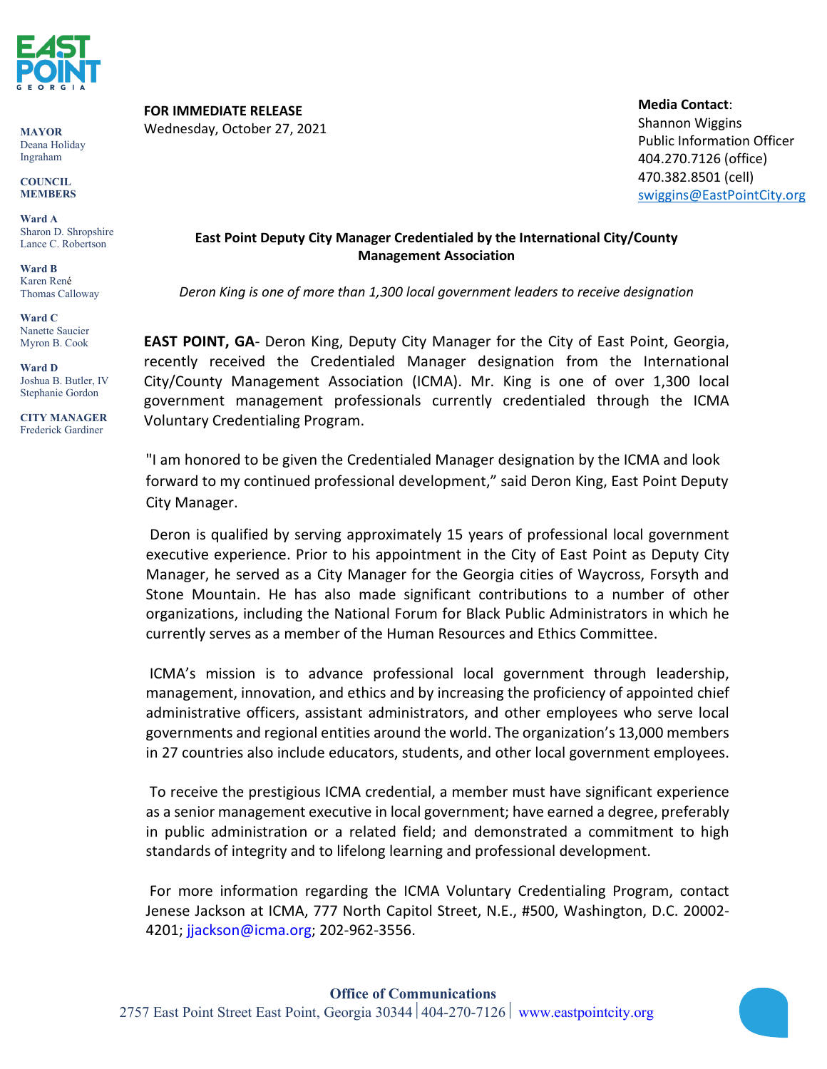EAST POINT
GEORGIA

**MAYOR**
Deana Holiday Ingraham

**COUNCIL MEMBERS**

**Ward A**
Sharon D. Shropshire
Lance C. Robertson

**Ward B**
Karen René
Thomas Calloway

**Ward C**
Nanette Saucier
Myron B. Cook

**Ward D**
Joshua B. Butler, IV
Stephanie Gordon

**CITY MANAGER**
Frederick Gardiner

**FOR IMMEDIATE RELEASE**
Wednesday, October 27, 2021

**Media Contact**:
Shannon Wiggins
Public Information Officer
404.270.7126 (office)
470.382.8501 (cell)
swiggins@EastPointCity.org

## East Point Deputy City Manager Credentialed by the International City/County Management Association

*Deron King is one of more than 1,300 local government leaders to receive designation*

**EAST POINT, GA**- Deron King, Deputy City Manager for the City of East Point, Georgia, recently received the Credentialed Manager designation from the International City/County Management Association (ICMA). Mr. King is one of over 1,300 local government management professionals currently credentialed through the ICMA Voluntary Credentialing Program.

"I am honored to be given the Credentialed Manager designation by the ICMA and look forward to my continued professional development," said Deron King, East Point Deputy City Manager.

Deron is qualified by serving approximately 15 years of professional local government executive experience. Prior to his appointment in the City of East Point as Deputy City Manager, he served as a City Manager for the Georgia cities of Waycross, Forsyth and Stone Mountain. He has also made significant contributions to a number of other organizations, including the National Forum for Black Public Administrators in which he currently serves as a member of the Human Resources and Ethics Committee.

ICMA's mission is to advance professional local government through leadership, management, innovation, and ethics and by increasing the proficiency of appointed chief administrative officers, assistant administrators, and other employees who serve local governments and regional entities around the world. The organization's 13,000 members in 27 countries also include educators, students, and other local government employees.

To receive the prestigious ICMA credential, a member must have significant experience as a senior management executive in local government; have earned a degree, preferably in public administration or a related field; and demonstrated a commitment to high standards of integrity and to lifelong learning and professional development.

For more information regarding the ICMA Voluntary Credentialing Program, contact Jenese Jackson at ICMA, 777 North Capitol Street, N.E., #500, Washington, D.C. 20002-4201; jjackson@icma.org; 202-962-3556.

**Office of Communications**
2757 East Point Street East Point, Georgia 30344 | 404-270-7126 | www.eastpointcity.org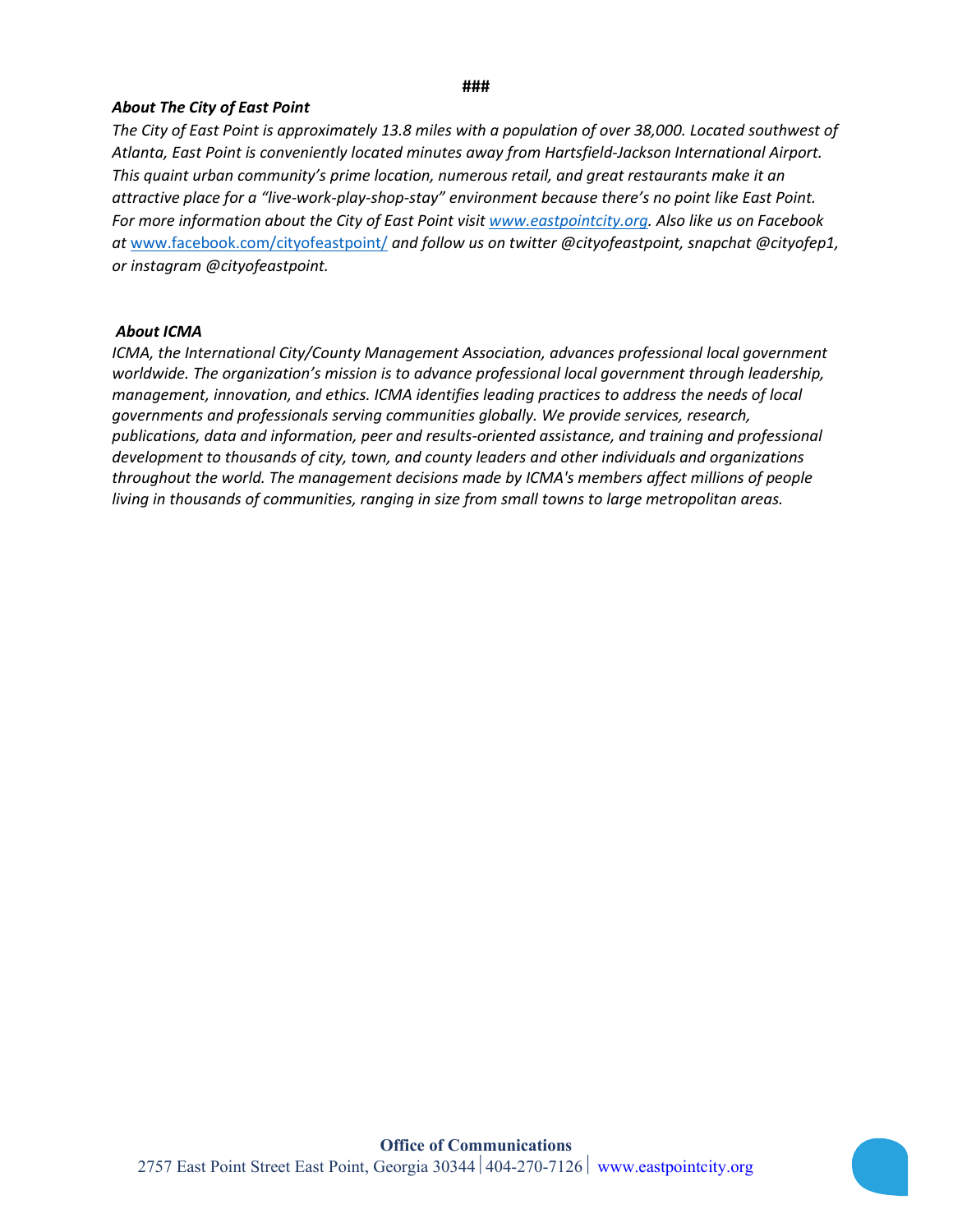###

***About The City of East Point***

*The City of East Point is approximately 13.8 miles with a population of over 38,000. Located southwest of Atlanta, East Point is conveniently located minutes away from Hartsfield-Jackson International Airport. This quaint urban community's prime location, numerous retail, and great restaurants make it an attractive place for a "live-work-play-shop-stay" environment because there's no point like East Point. For more information about the City of East Point visit [www.eastpointcity.org](http://www.eastpointcity.org). Also like us on Facebook at* [www.facebook.com/cityofeastpoint/](http://www.facebook.com/cityofeastpoint/) *and follow us on twitter @cityofeastpoint, snapchat @cityofep1, or instagram @cityofeastpoint.*

***About ICMA***

*ICMA, the International City/County Management Association, advances professional local government worldwide. The organization's mission is to advance professional local government through leadership, management, innovation, and ethics. ICMA identifies leading practices to address the needs of local governments and professionals serving communities globally. We provide services, research, publications, data and information, peer and results-oriented assistance, and training and professional development to thousands of city, town, and county leaders and other individuals and organizations throughout the world. The management decisions made by ICMA's members affect millions of people living in thousands of communities, ranging in size from small towns to large metropolitan areas.*

**Office of Communications**

2757 East Point Street East Point, Georgia 30344 | 404-270-7126 | www.eastpointcity.org